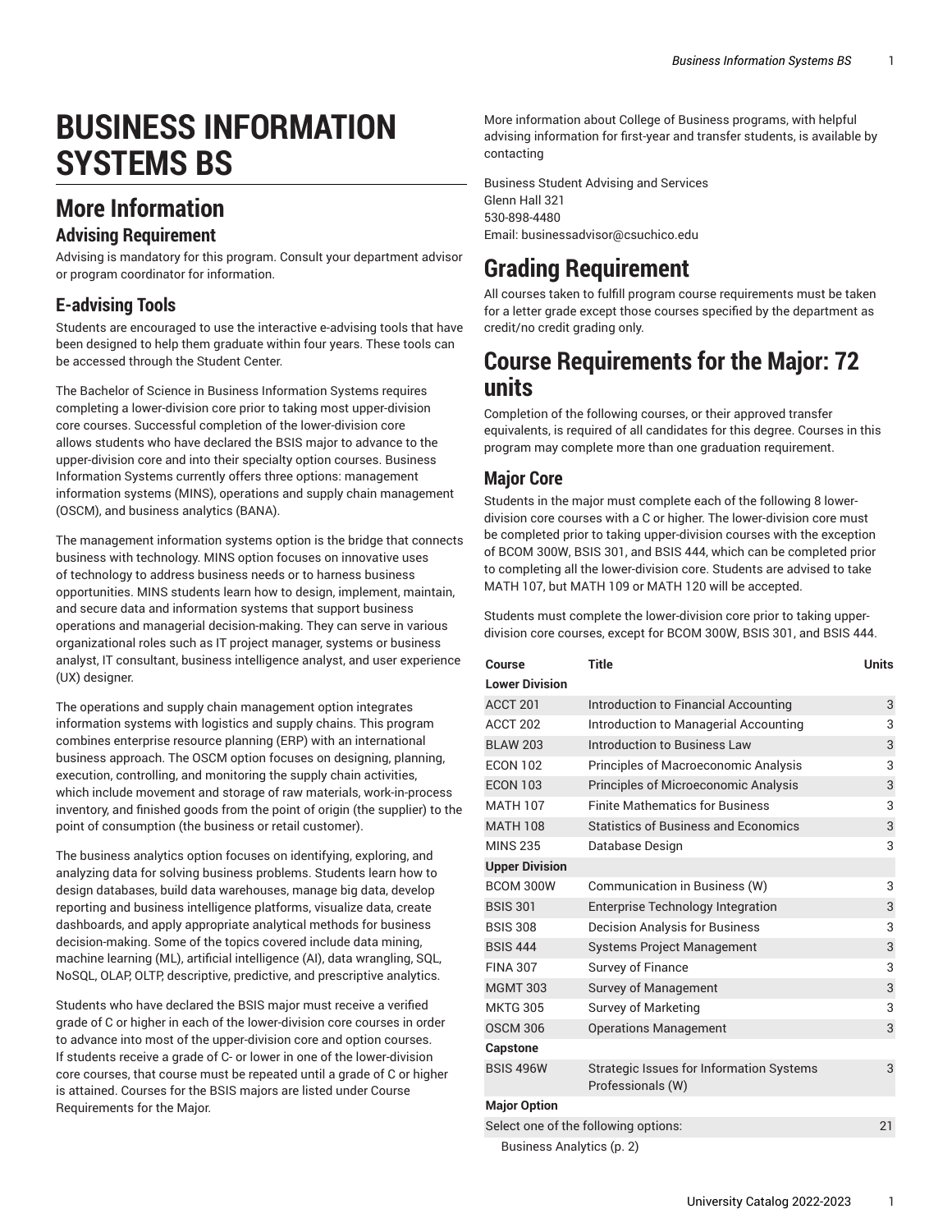# BUSINESS INFORMATION SYSTEMS BS

## More Information

### Advising Requirement

Advising is mandatory for this program. Consult your department advisor or program coordinator for information.

### E-advising Tools

Students are encouraged to use the interactive e-advising tools that have been designed to help them graduate within four years. These tools can be accessed through the Student Center.

The Bachelor of Science in Business Information Systems requires completing a lower-division core prior to taking most upper-division core courses. Successful completion of the lower-division core allows students who have declared the BSIS major to advance to the upper-division core and into their specialty option courses. Business Information Systems currently offers three options: management information systems (MINS), operations and supply chain management (OSCM), and business analytics (BANA).

The management information systems option is the bridge that connects business with technology. MINS option focuses on innovative uses of technology to address business needs or to harness business opportunities. MINS students learn how to design, implement, maintain, and secure data and information systems that support business operations and managerial decision-making. They can serve in various organizational roles such as IT project manager, systems or business analyst, IT consultant, business intelligence analyst, and user experience (UX) designer.

The operations and supply chain management option integrates information systems with logistics and supply chains. This program combines enterprise resource planning (ERP) with an international business approach. The OSCM option focuses on designing, planning, execution, controlling, and monitoring the supply chain activities, which include movement and storage of raw materials, work-in-process inventory, and finished goods from the point of origin (the supplier) to the point of consumption (the business or retail customer).

The business analytics option focuses on identifying, exploring, and analyzing data for solving business problems. Students learn how to design databases, build data warehouses, manage big data, develop reporting and business intelligence platforms, visualize data, create dashboards, and apply appropriate analytical methods for business decision-making. Some of the topics covered include data mining, machine learning (ML), artificial intelligence (AI), data wrangling, SQL, NoSQL, OLAP, OLTP, descriptive, predictive, and prescriptive analytics.

Students who have declared the BSIS major must receive a verified grade of C or higher in each of the lower-division core courses in order to advance into most of the upper-division core and option courses. If students receive a grade of C- or lower in one of the lower-division core courses, that course must be repeated until a grade of C or higher is attained. Courses for the BSIS majors are listed under Course Requirements for the Major.

More information about College of Business programs, with helpful advising information for first-year and transfer students, is available by contacting

Business Student Advising and Services
Glenn Hall 321
530-898-4480
Email: businessadvisor@csuchico.edu

## Grading Requirement

All courses taken to fulfill program course requirements must be taken for a letter grade except those courses specified by the department as credit/no credit grading only.

## Course Requirements for the Major: 72 units

Completion of the following courses, or their approved transfer equivalents, is required of all candidates for this degree. Courses in this program may complete more than one graduation requirement.

### Major Core

Students in the major must complete each of the following 8 lower-division core courses with a C or higher. The lower-division core must be completed prior to taking upper-division courses with the exception of BCOM 300W, BSIS 301, and BSIS 444, which can be completed prior to completing all the lower-division core. Students are advised to take MATH 107, but MATH 109 or MATH 120 will be accepted.

Students must complete the lower-division core prior to taking upper-division core courses, except for BCOM 300W, BSIS 301, and BSIS 444.

| Course | Title | Units |
|---|---|---|
| **Lower Division** | | |
| ACCT 201 | Introduction to Financial Accounting | 3 |
| ACCT 202 | Introduction to Managerial Accounting | 3 |
| BLAW 203 | Introduction to Business Law | 3 |
| ECON 102 | Principles of Macroeconomic Analysis | 3 |
| ECON 103 | Principles of Microeconomic Analysis | 3 |
| MATH 107 | Finite Mathematics for Business | 3 |
| MATH 108 | Statistics of Business and Economics | 3 |
| MINS 235 | Database Design | 3 |
| **Upper Division** | | |
| BCOM 300W | Communication in Business (W) | 3 |
| BSIS 301 | Enterprise Technology Integration | 3 |
| BSIS 308 | Decision Analysis for Business | 3 |
| BSIS 444 | Systems Project Management | 3 |
| FINA 307 | Survey of Finance | 3 |
| MGMT 303 | Survey of Management | 3 |
| MKTG 305 | Survey of Marketing | 3 |
| OSCM 306 | Operations Management | 3 |
| **Capstone** | | |
| BSIS 496W | Strategic Issues for Information Systems Professionals (W) | 3 |
| **Major Option** | | |
| Select one of the following options: | | 21 |
| Business Analytics (p. 2) | | |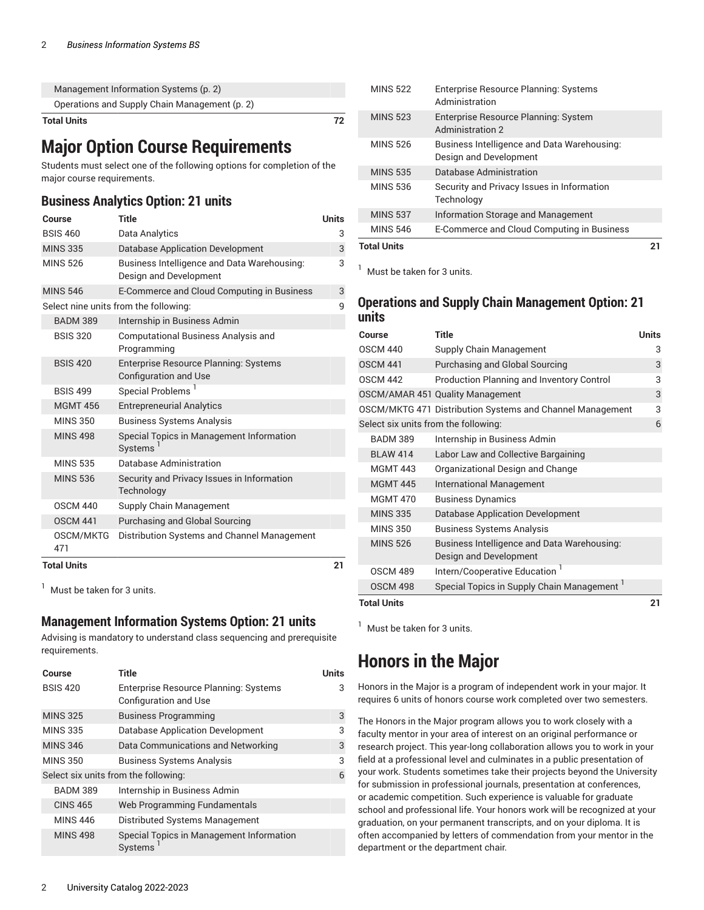| | |
|---|---|
| Management Information Systems (p. 2) | |
| Operations and Supply Chain Management (p. 2) | |
| **Total Units** | **72** |

# Major Option Course Requirements

Students must select one of the following options for completion of the major course requirements.

## Business Analytics Option: 21 units

| Course | Title | Units |
|---|---|---|
| BSIS 460 | Data Analytics | 3 |
| MINS 335 | Database Application Development | 3 |
| MINS 526 | Business Intelligence and Data Warehousing: Design and Development | 3 |
| MINS 546 | E-Commerce and Cloud Computing in Business | 3 |
| Select nine units from the following: | | 9 |
| BADM 389 | Internship in Business Admin | |
| BSIS 320 | Computational Business Analysis and Programming | |
| BSIS 420 | Enterprise Resource Planning: Systems Configuration and Use | |
| BSIS 499 | Special Problems [1] | |
| MGMT 456 | Entrepreneurial Analytics | |
| MINS 350 | Business Systems Analysis | |
| MINS 498 | Special Topics in Management Information Systems [1] | |
| MINS 535 | Database Administration | |
| MINS 536 | Security and Privacy Issues in Information Technology | |
| OSCM 440 | Supply Chain Management | |
| OSCM 441 | Purchasing and Global Sourcing | |
| OSCM/MKTG 471 | Distribution Systems and Channel Management | |
| **Total Units** | | **21** |

[1] Must be taken for 3 units.

## Management Information Systems Option: 21 units

Advising is mandatory to understand class sequencing and prerequisite requirements.

| Course | Title | Units |
|---|---|---|
| BSIS 420 | Enterprise Resource Planning: Systems Configuration and Use | 3 |
| MINS 325 | Business Programming | 3 |
| MINS 335 | Database Application Development | 3 |
| MINS 346 | Data Communications and Networking | 3 |
| MINS 350 | Business Systems Analysis | 3 |
| Select six units from the following: | | 6 |
| BADM 389 | Internship in Business Admin | |
| CINS 465 | Web Programming Fundamentals | |
| MINS 446 | Distributed Systems Management | |
| MINS 498 | Special Topics in Management Information Systems [1] | |
| MINS 522 | Enterprise Resource Planning: Systems Administration | |
| MINS 523 | Enterprise Resource Planning: System Administration 2 | |
| MINS 526 | Business Intelligence and Data Warehousing: Design and Development | |
| MINS 535 | Database Administration | |
| MINS 536 | Security and Privacy Issues in Information Technology | |
| MINS 537 | Information Storage and Management | |
| MINS 546 | E-Commerce and Cloud Computing in Business | |
| **Total Units** | | **21** |

[1] Must be taken for 3 units.

## Operations and Supply Chain Management Option: 21 units

| Course | Title | Units |
|---|---|---|
| OSCM 440 | Supply Chain Management | 3 |
| OSCM 441 | Purchasing and Global Sourcing | 3 |
| OSCM 442 | Production Planning and Inventory Control | 3 |
| OSCM/AMAR 451 | Quality Management | 3 |
| OSCM/MKTG 471 | Distribution Systems and Channel Management | 3 |
| Select six units from the following: | | 6 |
| BADM 389 | Internship in Business Admin | |
| BLAW 414 | Labor Law and Collective Bargaining | |
| MGMT 443 | Organizational Design and Change | |
| MGMT 445 | International Management | |
| MGMT 470 | Business Dynamics | |
| MINS 335 | Database Application Development | |
| MINS 350 | Business Systems Analysis | |
| MINS 526 | Business Intelligence and Data Warehousing: Design and Development | |
| OSCM 489 | Intern/Cooperative Education [1] | |
| OSCM 498 | Special Topics in Supply Chain Management [1] | |
| **Total Units** | | **21** |

[1] Must be taken for 3 units.

# Honors in the Major

Honors in the Major is a program of independent work in your major. It requires 6 units of honors course work completed over two semesters.

The Honors in the Major program allows you to work closely with a faculty mentor in your area of interest on an original performance or research project. This year-long collaboration allows you to work in your field at a professional level and culminates in a public presentation of your work. Students sometimes take their projects beyond the University for submission in professional journals, presentation at conferences, or academic competition. Such experience is valuable for graduate school and professional life. Your honors work will be recognized at your graduation, on your permanent transcripts, and on your diploma. It is often accompanied by letters of commendation from your mentor in the department or the department chair.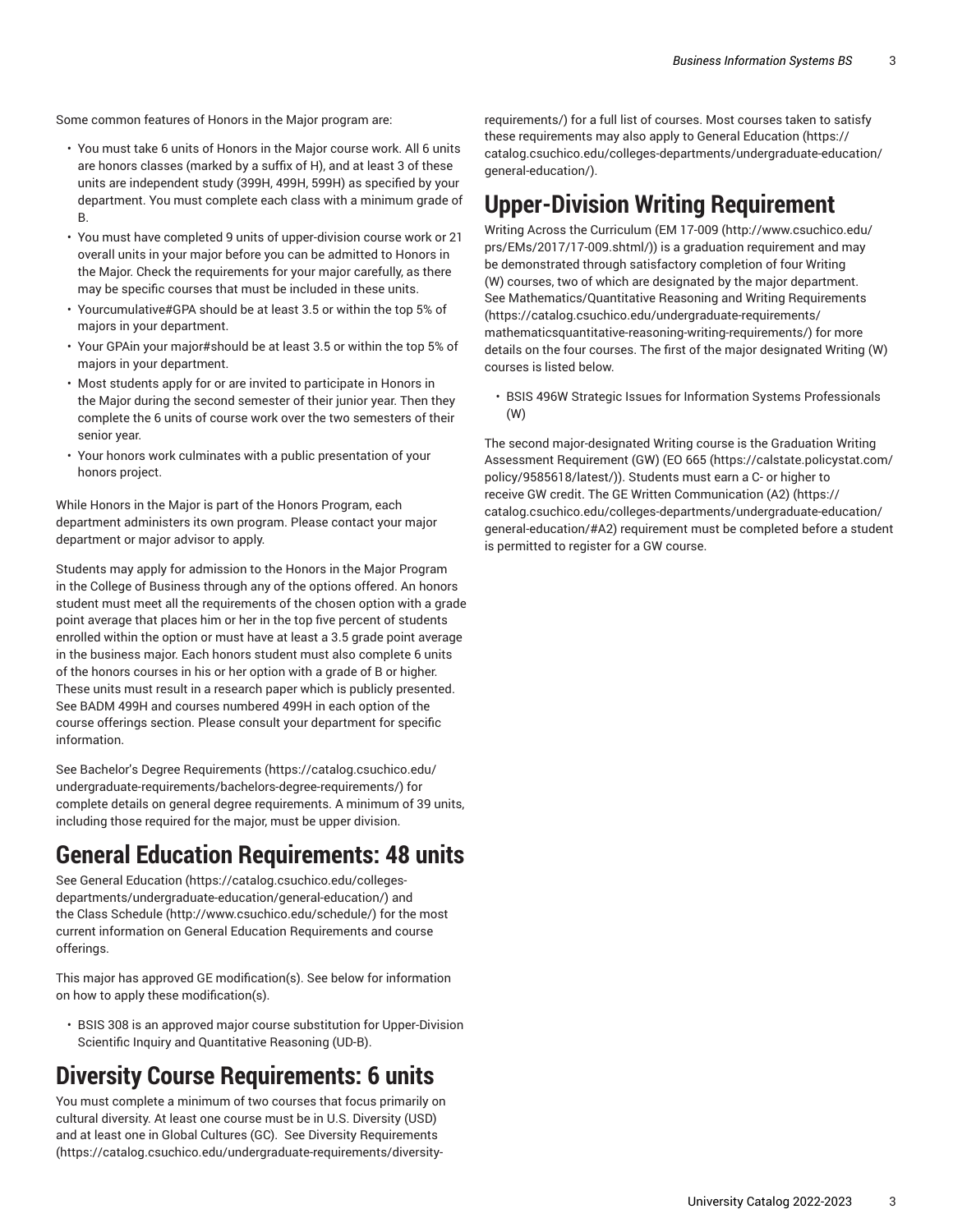Some common features of Honors in the Major program are:

- You must take 6 units of Honors in the Major course work. All 6 units are honors classes (marked by a suffix of H), and at least 3 of these units are independent study (399H, 499H, 599H) as specified by your department. You must complete each class with a minimum grade of B.
- You must have completed 9 units of upper-division course work or 21 overall units in your major before you can be admitted to Honors in the Major. Check the requirements for your major carefully, as there may be specific courses that must be included in these units.
- Yourcumulative#GPA should be at least 3.5 or within the top 5% of majors in your department.
- Your GPAin your major#should be at least 3.5 or within the top 5% of majors in your department.
- Most students apply for or are invited to participate in Honors in the Major during the second semester of their junior year. Then they complete the 6 units of course work over the two semesters of their senior year.
- Your honors work culminates with a public presentation of your honors project.

While Honors in the Major is part of the Honors Program, each department administers its own program. Please contact your major department or major advisor to apply.

Students may apply for admission to the Honors in the Major Program in the College of Business through any of the options offered. An honors student must meet all the requirements of the chosen option with a grade point average that places him or her in the top five percent of students enrolled within the option or must have at least a 3.5 grade point average in the business major. Each honors student must also complete 6 units of the honors courses in his or her option with a grade of B or higher. These units must result in a research paper which is publicly presented. See BADM 499H and courses numbered 499H in each option of the course offerings section. Please consult your department for specific information.

See Bachelor's Degree Requirements (https://catalog.csuchico.edu/undergraduate-requirements/bachelors-degree-requirements/) for complete details on general degree requirements. A minimum of 39 units, including those required for the major, must be upper division.

## General Education Requirements: 48 units

See General Education (https://catalog.csuchico.edu/colleges-departments/undergraduate-education/general-education/) and the Class Schedule (http://www.csuchico.edu/schedule/) for the most current information on General Education Requirements and course offerings.

This major has approved GE modification(s). See below for information on how to apply these modification(s).

- BSIS 308 is an approved major course substitution for Upper-Division Scientific Inquiry and Quantitative Reasoning (UD-B).

## Diversity Course Requirements: 6 units

You must complete a minimum of two courses that focus primarily on cultural diversity. At least one course must be in U.S. Diversity (USD) and at least one in Global Cultures (GC). See Diversity Requirements (https://catalog.csuchico.edu/undergraduate-requirements/diversity-requirements/) for a full list of courses. Most courses taken to satisfy these requirements may also apply to General Education (https://catalog.csuchico.edu/colleges-departments/undergraduate-education/general-education/).

## Upper-Division Writing Requirement

Writing Across the Curriculum (EM 17-009 (http://www.csuchico.edu/prs/EMs/2017/17-009.shtml/)) is a graduation requirement and may be demonstrated through satisfactory completion of four Writing (W) courses, two of which are designated by the major department. See Mathematics/Quantitative Reasoning and Writing Requirements (https://catalog.csuchico.edu/undergraduate-requirements/mathematicsquantitative-reasoning-writing-requirements/) for more details on the four courses. The first of the major designated Writing (W) courses is listed below.

- BSIS 496W Strategic Issues for Information Systems Professionals (W)

The second major-designated Writing course is the Graduation Writing Assessment Requirement (GW) (EO 665 (https://calstate.policystat.com/policy/9585618/latest/)). Students must earn a C- or higher to receive GW credit. The GE Written Communication (A2) (https://catalog.csuchico.edu/colleges-departments/undergraduate-education/general-education/#A2) requirement must be completed before a student is permitted to register for a GW course.